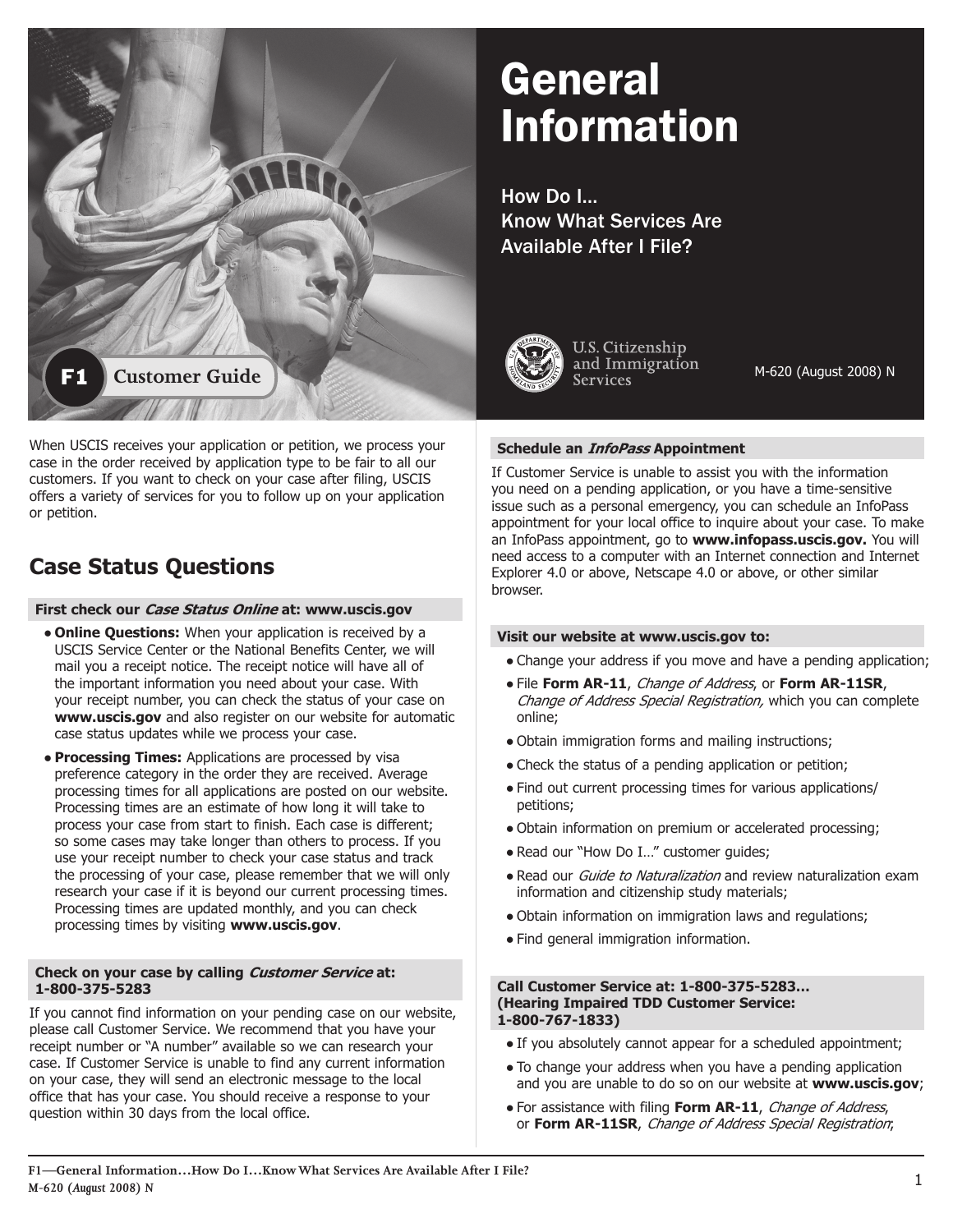# General Information

## How Do I… Know What Services Are Available After I File?

F1 Customer Guide

U.S. Citizenship and Immigration Services

M-620 (August 2008) N

When USCIS receives your application or petition, we process your case in the order received by application type to be fair to all our customers. If you want to check on your case after filing, USCIS offers a variety of services for you to follow up on your application or petition.

## Case Status Questions

### First check our *Case Status Online* at: www.uscis.gov

- **Online Questions:** When your application is received by a USCIS Service Center or the National Benefits Center, we will mail you a receipt notice. The receipt notice will have all of the important information you need about your case. With your receipt number, you can check the status of your case on **www.uscis.gov** and also register on our website for automatic case status updates while we process your case.
- **Processing Times:** Applications are processed by visa preference category in the order they are received. Average processing times for all applications are posted on our website. Processing times are an estimate of how long it will take to process your case from start to finish. Each case is different; so some cases may take longer than others to process. If you use your receipt number to check your case status and track the processing of your case, please remember that we will only research your case if it is beyond our current processing times. Processing times are updated monthly, and you can check processing times by visiting **www.uscis.gov**.

### Check on your case by calling *Customer Service* at: 1-800-375-5283

If you cannot find information on your pending case on our website, please call Customer Service. We recommend that you have your receipt number or "A number" available so we can research your case. If Customer Service is unable to find any current information on your case, they will send an electronic message to the local office that has your case. You should receive a response to your question within 30 days from the local office.

### Schedule an *InfoPass* Appointment

If Customer Service is unable to assist you with the information you need on a pending application, or you have a time-sensitive issue such as a personal emergency, you can schedule an InfoPass appointment for your local office to inquire about your case. To make an InfoPass appointment, go to **www.infopass.uscis.gov.** You will need access to a computer with an Internet connection and Internet Explorer 4.0 or above, Netscape 4.0 or above, or other similar browser.

### Visit our website at www.uscis.gov to:

- Change your address if you move and have a pending application;
- File **Form AR-11**, *Change of Address*, or **Form AR-11SR**, *Change of Address Special Registration,* which you can complete online;
- Obtain immigration forms and mailing instructions;
- Check the status of a pending application or petition;
- Find out current processing times for various applications/petitions;
- Obtain information on premium or accelerated processing;
- Read our "How Do I…" customer guides;
- Read our *Guide to Naturalization* and review naturalization exam information and citizenship study materials;
- Obtain information on immigration laws and regulations;
- Find general immigration information.

### Call Customer Service at: 1-800-375-5283… (Hearing Impaired TDD Customer Service: 1-800-767-1833)

- If you absolutely cannot appear for a scheduled appointment;
- To change your address when you have a pending application and you are unable to do so on our website at **www.uscis.gov**;
- For assistance with filing **Form AR-11**, *Change of Address*, or **Form AR-11SR**, *Change of Address Special Registration*;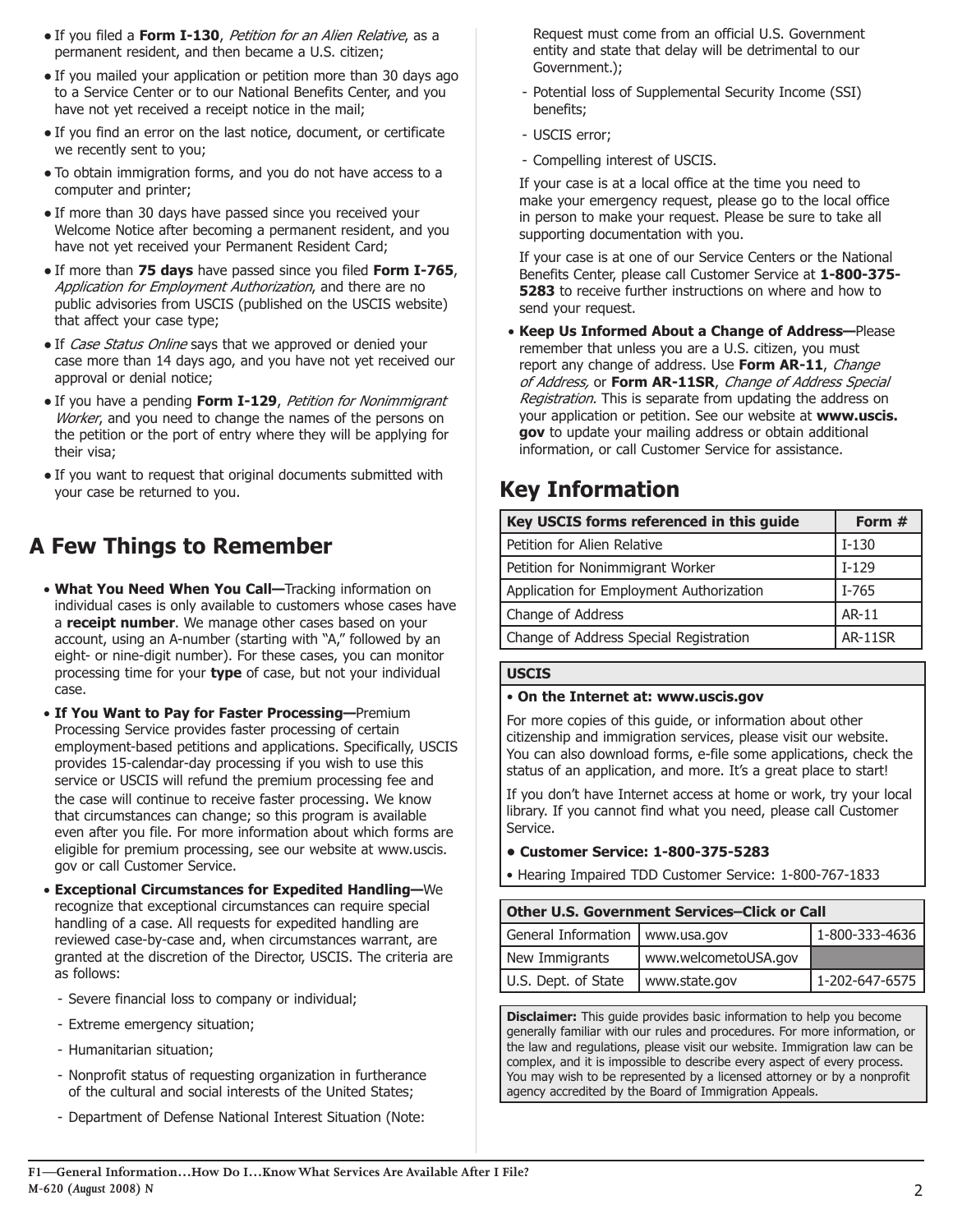- If you filed a **Form I-130**, *Petition for an Alien Relative*, as a permanent resident, and then became a U.S. citizen;
- If you mailed your application or petition more than 30 days ago to a Service Center or to our National Benefits Center, and you have not yet received a receipt notice in the mail;
- If you find an error on the last notice, document, or certificate we recently sent to you;
- To obtain immigration forms, and you do not have access to a computer and printer;
- If more than 30 days have passed since you received your Welcome Notice after becoming a permanent resident, and you have not yet received your Permanent Resident Card;
- If more than **75 days** have passed since you filed **Form I-765**, *Application for Employment Authorization*, and there are no public advisories from USCIS (published on the USCIS website) that affect your case type;
- If *Case Status Online* says that we approved or denied your case more than 14 days ago, and you have not yet received our approval or denial notice;
- If you have a pending **Form I-129**, *Petition for Nonimmigrant Worker*, and you need to change the names of the persons on the petition or the port of entry where they will be applying for their visa;
- If you want to request that original documents submitted with your case be returned to you.

## A Few Things to Remember

- **What You Need When You Call—**Tracking information on individual cases is only available to customers whose cases have a **receipt number**. We manage other cases based on your account, using an A-number (starting with "A," followed by an eight- or nine-digit number). For these cases, you can monitor processing time for your **type** of case, but not your individual case.
- **If You Want to Pay for Faster Processing—**Premium Processing Service provides faster processing of certain employment-based petitions and applications. Specifically, USCIS provides 15-calendar-day processing if you wish to use this service or USCIS will refund the premium processing fee and the case will continue to receive faster processing. We know that circumstances can change; so this program is available even after you file. For more information about which forms are eligible for premium processing, see our website at www.uscis.gov or call Customer Service.
- **Exceptional Circumstances for Expedited Handling—**We recognize that exceptional circumstances can require special handling of a case. All requests for expedited handling are reviewed case-by-case and, when circumstances warrant, are granted at the discretion of the Director, USCIS. The criteria are as follows:
  - Severe financial loss to company or individual;
  - Extreme emergency situation;
  - Humanitarian situation;
  - Nonprofit status of requesting organization in furtherance of the cultural and social interests of the United States;
  - Department of Defense National Interest Situation (Note: Request must come from an official U.S. Government entity and state that delay will be detrimental to our Government.);
  - Potential loss of Supplemental Security Income (SSI) benefits;
  - USCIS error;
  - Compelling interest of USCIS.

  If your case is at a local office at the time you need to make your emergency request, please go to the local office in person to make your request. Please be sure to take all supporting documentation with you.

  If your case is at one of our Service Centers or the National Benefits Center, please call Customer Service at **1-800-375-5283** to receive further instructions on where and how to send your request.
- **Keep Us Informed About a Change of Address—**Please remember that unless you are a U.S. citizen, you must report any change of address. Use **Form AR-11**, *Change of Address,* or **Form AR-11SR**, *Change of Address Special Registration*. This is separate from updating the address on your application or petition. See our website at **www.uscis.gov** to update your mailing address or obtain additional information, or call Customer Service for assistance.

## Key Information

| Key USCIS forms referenced in this guide | Form # |
|---|---|
| Petition for Alien Relative | I-130 |
| Petition for Nonimmigrant Worker | I-129 |
| Application for Employment Authorization | I-765 |
| Change of Address | AR-11 |
| Change of Address Special Registration | AR-11SR |

**USCIS**

- **On the Internet at: www.uscis.gov**

For more copies of this guide, or information about other citizenship and immigration services, please visit our website. You can also download forms, e-file some applications, check the status of an application, and more. It's a great place to start!

If you don't have Internet access at home or work, try your local library. If you cannot find what you need, please call Customer Service.

- **Customer Service: 1-800-375-5283**
- Hearing Impaired TDD Customer Service: 1-800-767-1833

| Other U.S. Government Services–Click or Call | | |
|---|---|---|
| General Information | www.usa.gov | 1-800-333-4636 |
| New Immigrants | www.welcometoUSA.gov | |
| U.S. Dept. of State | www.state.gov | 1-202-647-6575 |

**Disclaimer:** This guide provides basic information to help you become generally familiar with our rules and procedures. For more information, or the law and regulations, please visit our website. Immigration law can be complex, and it is impossible to describe every aspect of every process. You may wish to be represented by a licensed attorney or by a nonprofit agency accredited by the Board of Immigration Appeals.